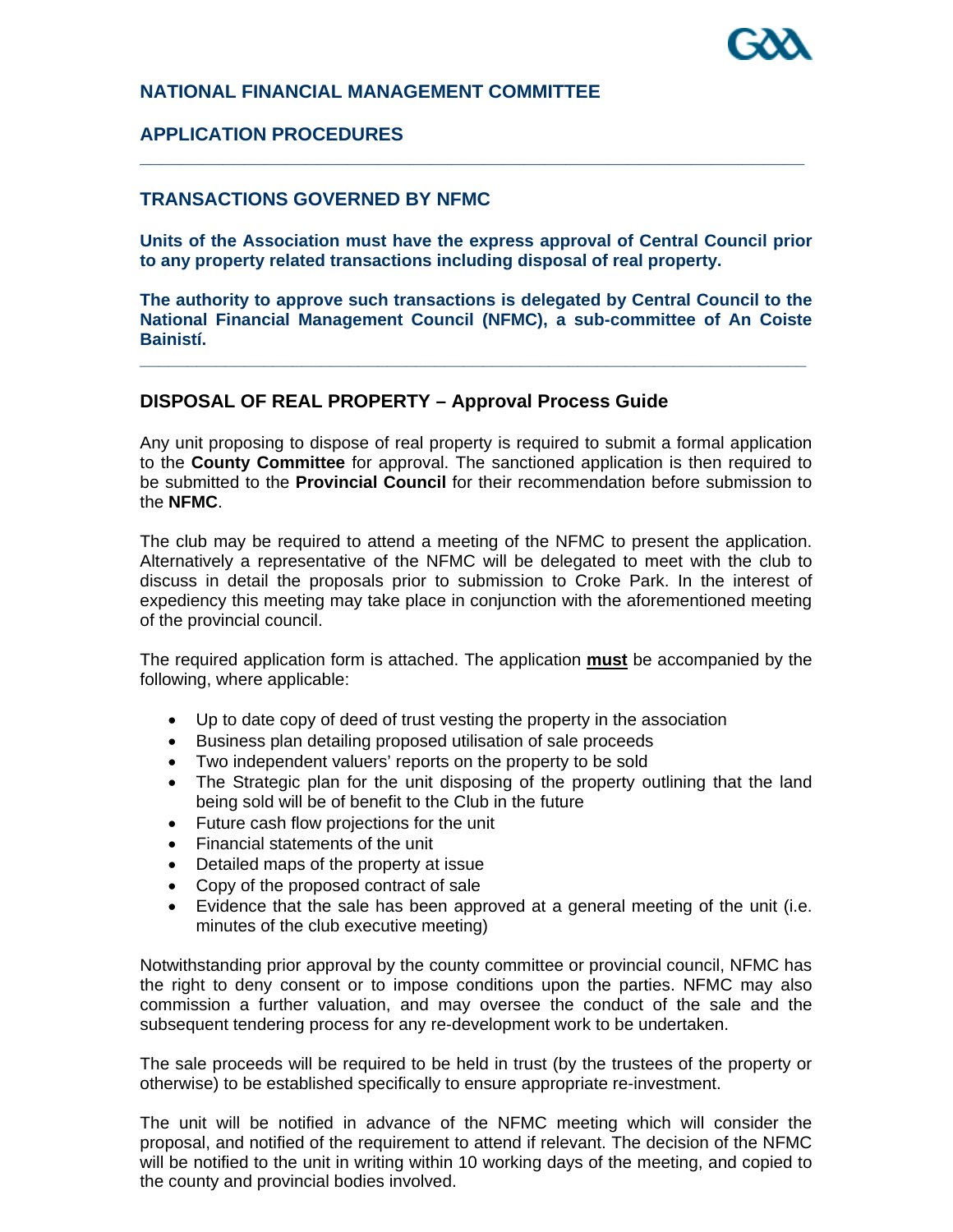## NATIONAL FINANCIAL MANAGEMENT COMMITTEE

## APPLICATION PROCEDURES

---

### TRANSACTIONS GOVERNED BY NFMC

**Units of the Association must have the express approval of Central Council prior to any property related transactions including disposal of real property.**

**The authority to approve such transactions is delegated by Central Council to the National Financial Management Council (NFMC), a sub-committee of An Coiste Bainistí.**

---

### DISPOSAL OF REAL PROPERTY – Approval Process Guide

Any unit proposing to dispose of real property is required to submit a formal application to the **County Committee** for approval. The sanctioned application is then required to be submitted to the **Provincial Council** for their recommendation before submission to the **NFMC**.

The club may be required to attend a meeting of the NFMC to present the application. Alternatively a representative of the NFMC will be delegated to meet with the club to discuss in detail the proposals prior to submission to Croke Park. In the interest of expediency this meeting may take place in conjunction with the aforementioned meeting of the provincial council.

The required application form is attached. The application **must** be accompanied by the following, where applicable:

- Up to date copy of deed of trust vesting the property in the association
- Business plan detailing proposed utilisation of sale proceeds
- Two independent valuers' reports on the property to be sold
- The Strategic plan for the unit disposing of the property outlining that the land being sold will be of benefit to the Club in the future
- Future cash flow projections for the unit
- Financial statements of the unit
- Detailed maps of the property at issue
- Copy of the proposed contract of sale
- Evidence that the sale has been approved at a general meeting of the unit (i.e. minutes of the club executive meeting)

Notwithstanding prior approval by the county committee or provincial council, NFMC has the right to deny consent or to impose conditions upon the parties. NFMC may also commission a further valuation, and may oversee the conduct of the sale and the subsequent tendering process for any re-development work to be undertaken.

The sale proceeds will be required to be held in trust (by the trustees of the property or otherwise) to be established specifically to ensure appropriate re-investment.

The unit will be notified in advance of the NFMC meeting which will consider the proposal, and notified of the requirement to attend if relevant. The decision of the NFMC will be notified to the unit in writing within 10 working days of the meeting, and copied to the county and provincial bodies involved.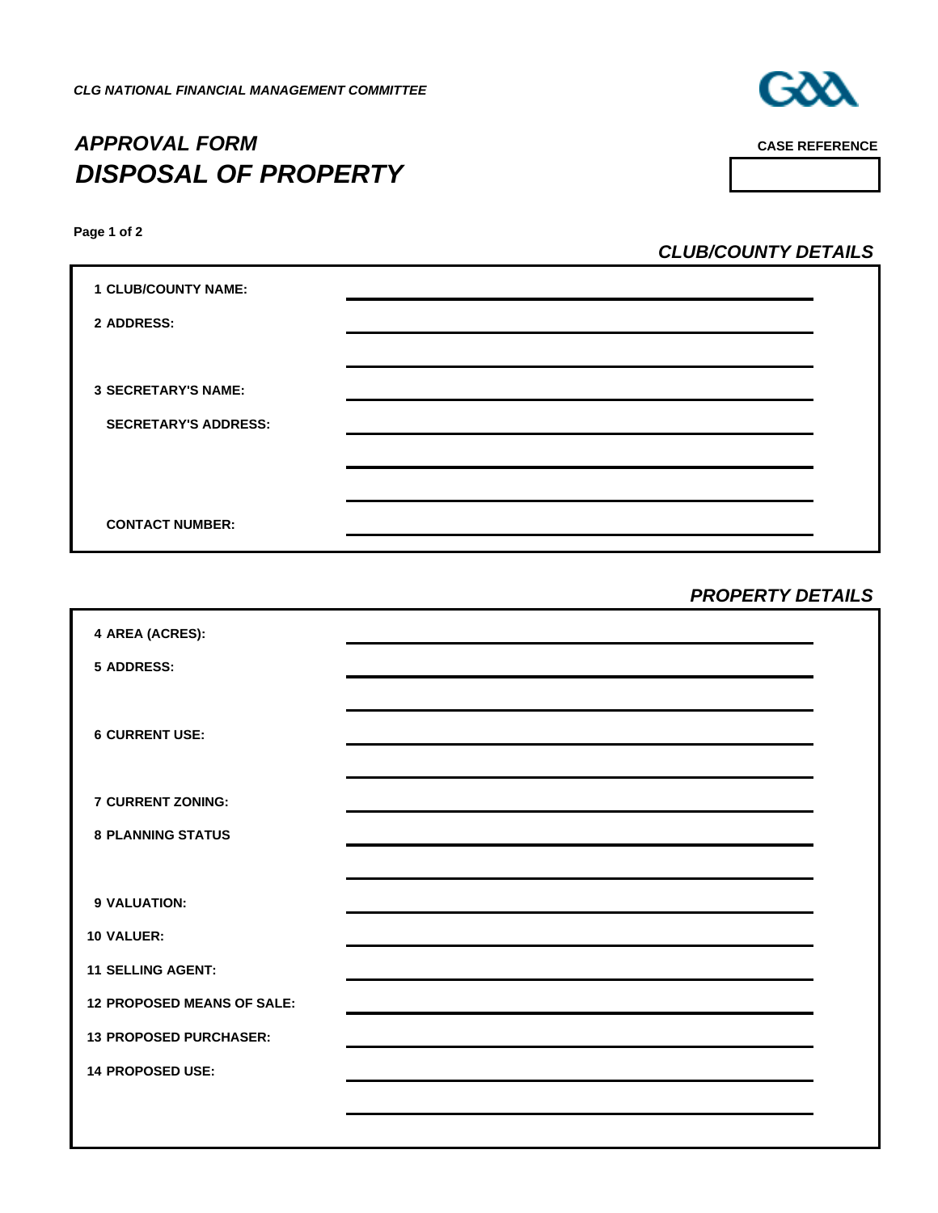*CLG NATIONAL FINANCIAL MANAGEMENT COMMITTEE*

# *APPROVAL FORM*
# *DISPOSAL OF PROPERTY*

**CASE REFERENCE**

**Page 1 of 2**

## *CLUB/COUNTY DETAILS*

**1 CLUB/COUNTY NAME:** \_\_\_\_\_\_\_\_\_\_\_\_\_\_\_\_\_\_\_\_\_\_\_\_\_\_\_\_

**2 ADDRESS:** \_\_\_\_\_\_\_\_\_\_\_\_\_\_\_\_\_\_\_\_\_\_\_\_\_\_\_\_

\_\_\_\_\_\_\_\_\_\_\_\_\_\_\_\_\_\_\_\_\_\_\_\_\_\_\_\_

**3 SECRETARY'S NAME:** \_\_\_\_\_\_\_\_\_\_\_\_\_\_\_\_\_\_\_\_\_\_\_\_\_\_\_\_

**SECRETARY'S ADDRESS:** \_\_\_\_\_\_\_\_\_\_\_\_\_\_\_\_\_\_\_\_\_\_\_\_\_\_\_\_

\_\_\_\_\_\_\_\_\_\_\_\_\_\_\_\_\_\_\_\_\_\_\_\_\_\_\_\_

\_\_\_\_\_\_\_\_\_\_\_\_\_\_\_\_\_\_\_\_\_\_\_\_\_\_\_\_

**CONTACT NUMBER:** \_\_\_\_\_\_\_\_\_\_\_\_\_\_\_\_\_\_\_\_\_\_\_\_\_\_\_\_

## *PROPERTY DETAILS*

**4 AREA (ACRES):** \_\_\_\_\_\_\_\_\_\_\_\_\_\_\_\_\_\_\_\_\_\_\_\_\_\_\_\_

**5 ADDRESS:** \_\_\_\_\_\_\_\_\_\_\_\_\_\_\_\_\_\_\_\_\_\_\_\_\_\_\_\_

\_\_\_\_\_\_\_\_\_\_\_\_\_\_\_\_\_\_\_\_\_\_\_\_\_\_\_\_

**6 CURRENT USE:** \_\_\_\_\_\_\_\_\_\_\_\_\_\_\_\_\_\_\_\_\_\_\_\_\_\_\_\_

\_\_\_\_\_\_\_\_\_\_\_\_\_\_\_\_\_\_\_\_\_\_\_\_\_\_\_\_

**7 CURRENT ZONING:** \_\_\_\_\_\_\_\_\_\_\_\_\_\_\_\_\_\_\_\_\_\_\_\_\_\_\_\_

**8 PLANNING STATUS** \_\_\_\_\_\_\_\_\_\_\_\_\_\_\_\_\_\_\_\_\_\_\_\_\_\_\_\_

\_\_\_\_\_\_\_\_\_\_\_\_\_\_\_\_\_\_\_\_\_\_\_\_\_\_\_\_

**9 VALUATION:** \_\_\_\_\_\_\_\_\_\_\_\_\_\_\_\_\_\_\_\_\_\_\_\_\_\_\_\_

**10 VALUER:** \_\_\_\_\_\_\_\_\_\_\_\_\_\_\_\_\_\_\_\_\_\_\_\_\_\_\_\_

**11 SELLING AGENT:** \_\_\_\_\_\_\_\_\_\_\_\_\_\_\_\_\_\_\_\_\_\_\_\_\_\_\_\_

**12 PROPOSED MEANS OF SALE:** \_\_\_\_\_\_\_\_\_\_\_\_\_\_\_\_\_\_\_\_\_\_\_\_\_\_\_\_

**13 PROPOSED PURCHASER:** \_\_\_\_\_\_\_\_\_\_\_\_\_\_\_\_\_\_\_\_\_\_\_\_\_\_\_\_

**14 PROPOSED USE:** \_\_\_\_\_\_\_\_\_\_\_\_\_\_\_\_\_\_\_\_\_\_\_\_\_\_\_\_

\_\_\_\_\_\_\_\_\_\_\_\_\_\_\_\_\_\_\_\_\_\_\_\_\_\_\_\_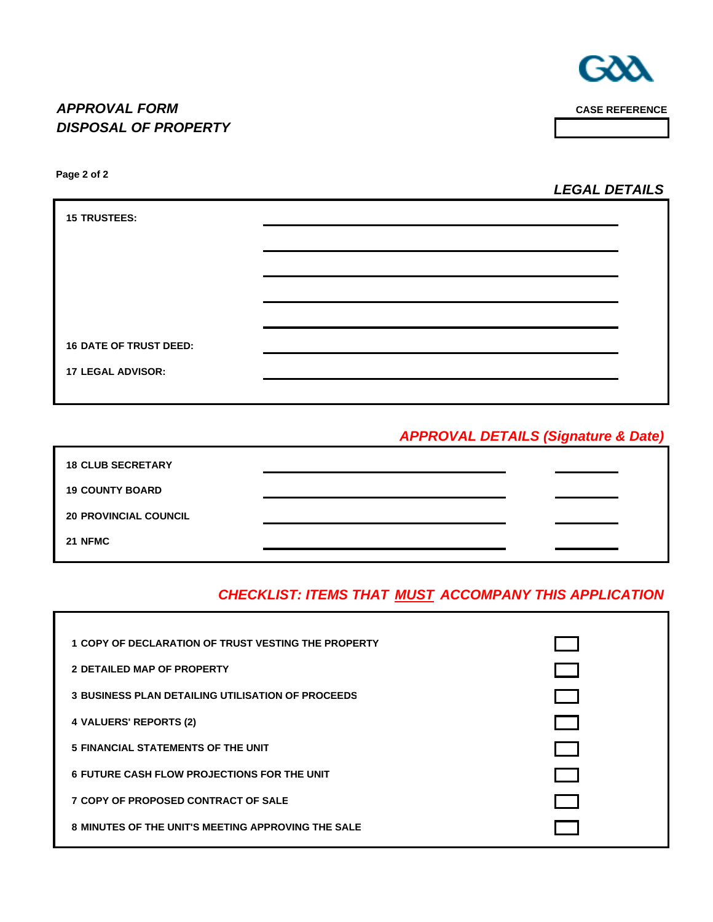## *APPROVAL FORM*
## *DISPOSAL OF PROPERTY*

**CASE REFERENCE**

| |
|---|
| |

**Page 2 of 2**

### *LEGAL DETAILS*

| | |
|---|---|
| **15 TRUSTEES:** | |
| | |
| | |
| | |
| | |
| **16 DATE OF TRUST DEED:** | |
| **17 LEGAL ADVISOR:** | |

### *APPROVAL DETAILS (Signature & Date)*

| | | |
|---|---|---|
| **18 CLUB SECRETARY** | | |
| **19 COUNTY BOARD** | | |
| **20 PROVINCIAL COUNCIL** | | |
| **21 NFMC** | | |

### *CHECKLIST: ITEMS THAT MUST ACCOMPANY THIS APPLICATION*

| | |
|---|---|
| **1 COPY OF DECLARATION OF TRUST VESTING THE PROPERTY** | ☐ |
| **2 DETAILED MAP OF PROPERTY** | ☐ |
| **3 BUSINESS PLAN DETAILING UTILISATION OF PROCEEDS** | ☐ |
| **4 VALUERS' REPORTS (2)** | ☐ |
| **5 FINANCIAL STATEMENTS OF THE UNIT** | ☐ |
| **6 FUTURE CASH FLOW PROJECTIONS FOR THE UNIT** | ☐ |
| **7 COPY OF PROPOSED CONTRACT OF SALE** | ☐ |
| **8 MINUTES OF THE UNIT'S MEETING APPROVING THE SALE** | ☐ |